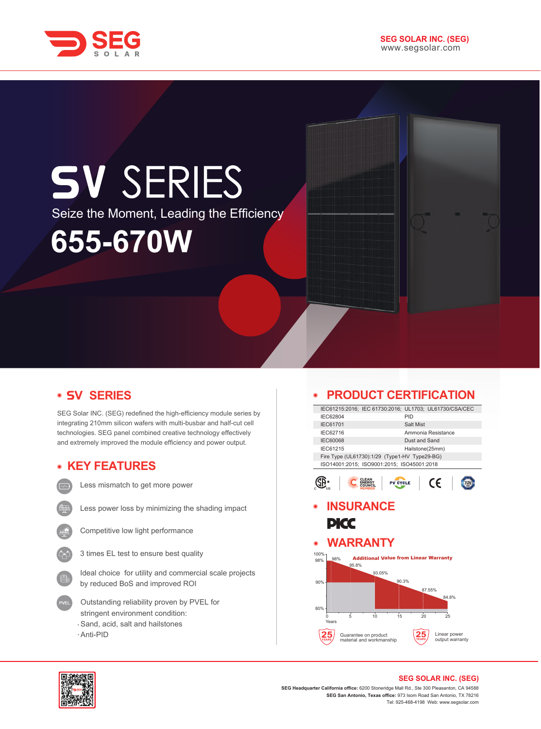SEG SOLAR INC. (SEG)
www.segsolar.com

# SV SERIES

Seize the Moment, Leading the Efficiency

# 655-670W

## SV SERIES

SEG Solar INC. (SEG) redefined the high-efficiency module series by integrating 210mm silicon wafers with multi-busbar and half-cut cell technologies. SEG panel combined creative technology effectively and extremely improved the module efficiency and power output.

## KEY FEATURES

- Less mismatch to get more power
- Less power loss by minimizing the shading impact
- Competitive low light performance
- 3 times EL test to ensure best quality
- Ideal choice for utility and commercial scale projects by reduced BoS and improved ROI
- Outstanding reliability proven by PVEL for stringent environment condition:
  - Sand, acid, salt and hailstones
  - Anti-PID

## PRODUCT CERTIFICATION

| IEC61215:2016; IEC 61730:2016; UL1703; UL61730/CSA/CEC | |
|---|---|
| IEC62804 | PID |
| IEC61701 | Salt Mist |
| IEC62716 | Ammonia Resistance |
| IEC60068 | Dust and Sand |
| IEC61215 | Hailstone(25mm) |
| Fire Type (UL61730):1/29 (Type1-HV Type29-BG) | |
| ISO14001:2015; ISO9001:2015; ISO45001:2018 | |

## INSURANCE

PICC

## WARRANTY

Additional Value from Linear Warranty

| Years | 0 | 1 | 5 | 10 | 15 | 20 | 25 |
|---|---|---|---|---|---|---|---|
| Power output | 100% | 98% | 95.8% | 93.05% | 90.3% | 87.55% | 84.8% |

25 YEARS Guarantee on product material and workmanship

25 YEARS Linear power output warranty

**SEG SOLAR INC. (SEG)**

**SEG Headquarter California office:** 6200 Stoneridge Mall Rd., Ste 300 Pleasanton, CA 94588

**SEG San Antonio, Texas office:** 973 Isom Road San Antonio, TX 78216

Tel: 925-468-4198 Web: www.segsolar.com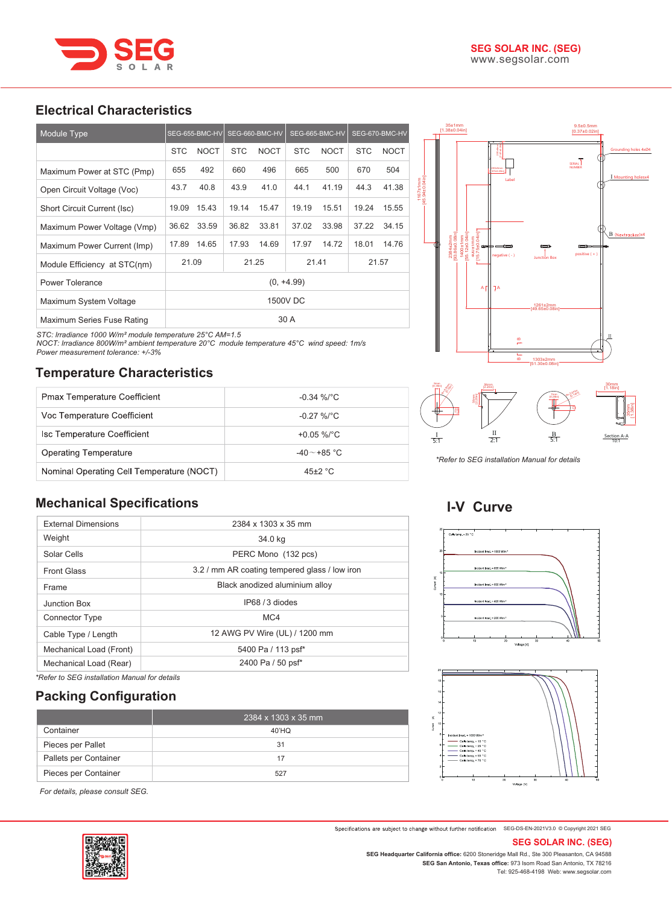# SEG SOLAR

**SEG SOLAR INC. (SEG)**
www.segsolar.com

## Electrical Characteristics

| Module Type | SEG-655-BMC-HV | | SEG-660-BMC-HV | | SEG-665-BMC-HV | | SEG-670-BMC-HV | |
|---|---|---|---|---|---|---|---|---|
| | STC | NOCT | STC | NOCT | STC | NOCT | STC | NOCT |
| Maximum Power at STC (Pmp) | 655 | 492 | 660 | 496 | 665 | 500 | 670 | 504 |
| Open Circuit Voltage (Voc) | 43.7 | 40.8 | 43.9 | 41.0 | 44.1 | 41.19 | 44.3 | 41.38 |
| Short Circuit Current (Isc) | 19.09 | 15.43 | 19.14 | 15.47 | 19.19 | 15.51 | 19.24 | 15.55 |
| Maximum Power Voltage (Vmp) | 36.62 | 33.59 | 36.82 | 33.81 | 37.02 | 33.98 | 37.22 | 34.15 |
| Maximum Power Current (Imp) | 17.89 | 14.65 | 17.93 | 14.69 | 17.97 | 14.72 | 18.01 | 14.76 |
| Module Efficiency at STC(ηm) | 21.09 | | 21.25 | | 21.41 | | 21.57 | |
| Power Tolerance | (0, +4.99) | | | | | | | |
| Maximum System Voltage | 1500V DC | | | | | | | |
| Maximum Series Fuse Rating | 30 A | | | | | | | |

*STC: Irradiance 1000 W/m² module temperature 25°C AM=1.5*
*NOCT: Irradiance 800W/m² ambient temperature 20°C module temperature 45°C wind speed: 1m/s*
*Power measurement tolerance: +/-3%*

35±1mm [1.38±0.04in]
9.5±0.5mm [0.37±0.02in]
Grounding holes 4x04
Label
SERIAL NUMBER
I Mounting holes x4
B (Nextracker) x4
1167±1mm [45.94±0.04in]
2384±2mm [93.86±0.08in]
1400±1mm [55.12±0.04in]
400±1mm [15.75±0.04in]
negative ( - )
Junction Box
positive ( + )
A A
1261±2mm [49.65±0.08in]
II
1303±2mm [51.30±0.08in]
I 5:1
II 2:1
B 5:1
Section A-A 10:1
30mm [1.18in]
35mm [1.38in]

*Refer to SEG installation Manual for details*

## Temperature Characteristics

| | |
|---|---|
| Pmax Temperature Coefficient | -0.34 %/°C |
| Voc Temperature Coefficient | -0.27 %/°C |
| Isc Temperature Coefficient | +0.05 %/°C |
| Operating Temperature | -40 ~ +85 °C |
| Nominal Operating Cell Temperature (NOCT) | 45±2 °C |

## Mechanical Specifications

| | |
|---|---|
| External Dimensions | 2384 x 1303 x 35 mm |
| Weight | 34.0 kg |
| Solar Cells | PERC Mono (132 pcs) |
| Front Glass | 3.2 / mm AR coating tempered glass / low iron |
| Frame | Black anodized aluminium alloy |
| Junction Box | IP68 / 3 diodes |
| Connector Type | MC4 |
| Cable Type / Length | 12 AWG PV Wire (UL) / 1200 mm |
| Mechanical Load (Front) | 5400 Pa / 113 psf* |
| Mechanical Load (Rear) | 2400 Pa / 50 psf* |

*Refer to SEG installation Manual for details*

## I-V Curve

Cells temp. = 25 °C
Incident Irrad. = 1000 W/m²
Incident Irrad. = 800 W/m²
Incident Irrad. = 600 W/m²
Incident Irrad. = 400 W/m²
Incident Irrad. = 200 W/m²
Current (A)
Voltage (V)
0 10 20 30 40 50

Incident Irrad. = 1000 W/m²
Cells temp. = 10 °C
Cells temp. = 25 °C
Cells temp. = 40 °C
Cells temp. = 55 °C
Cells temp. = 70 °C
Current (A)
Voltage (V)
0 10 20 30 40 50

## Packing Configuration

| | 2384 x 1303 x 35 mm |
|---|---|
| Container | 40'HQ |
| Pieces per Pallet | 31 |
| Pallets per Container | 17 |
| Pieces per Container | 527 |

*For details, please consult SEG.*

Specifications are subject to change without further notification  SEG-DS-EN-2021V3.0 © Copyright 2021 SEG

**SEG SOLAR INC. (SEG)**
**SEG Headquarter California office:** 6200 Stoneridge Mall Rd., Ste 300 Pleasanton, CA 94588
**SEG San Antonio, Texas office:** 973 Isom Road San Antonio, TX 78216
Tel: 925-468-4198 Web: www.segsolar.com